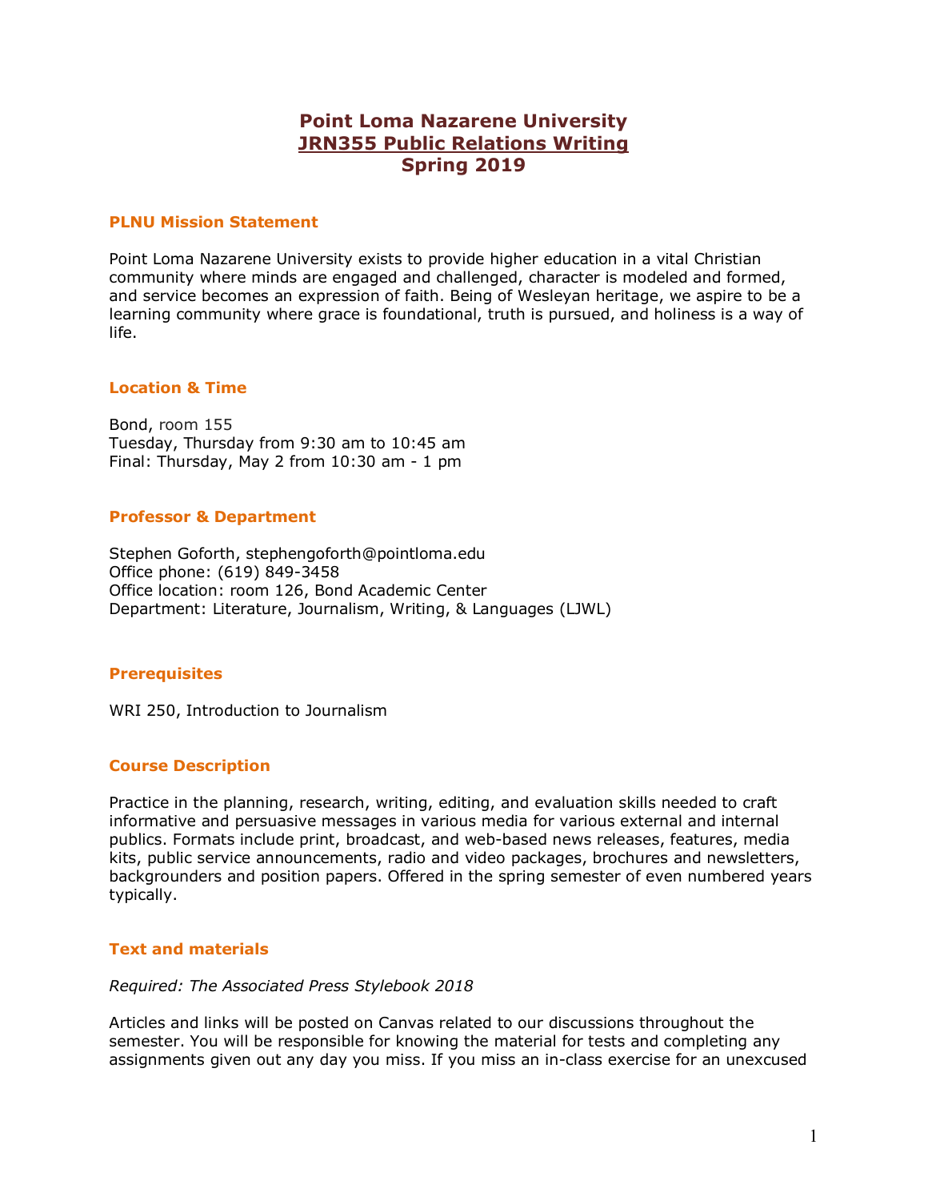# Point Loma Nazarene University
## JRN355 Public Relations Writing
## Spring 2019

### PLNU Mission Statement

Point Loma Nazarene University exists to provide higher education in a vital Christian community where minds are engaged and challenged, character is modeled and formed, and service becomes an expression of faith. Being of Wesleyan heritage, we aspire to be a learning community where grace is foundational, truth is pursued, and holiness is a way of life.

### Location & Time

Bond, room 155
Tuesday, Thursday from 9:30 am to 10:45 am
Final: Thursday, May 2 from 10:30 am - 1 pm

### Professor & Department

Stephen Goforth, stephengoforth@pointloma.edu
Office phone: (619) 849-3458
Office location: room 126, Bond Academic Center
Department: Literature, Journalism, Writing, & Languages (LJWL)

### Prerequisites

WRI 250, Introduction to Journalism

### Course Description

Practice in the planning, research, writing, editing, and evaluation skills needed to craft informative and persuasive messages in various media for various external and internal publics. Formats include print, broadcast, and web-based news releases, features, media kits, public service announcements, radio and video packages, brochures and newsletters, backgrounders and position papers. Offered in the spring semester of even numbered years typically.

### Text and materials

*Required: The Associated Press Stylebook 2018*

Articles and links will be posted on Canvas related to our discussions throughout the semester. You will be responsible for knowing the material for tests and completing any assignments given out any day you miss. If you miss an in-class exercise for an unexcused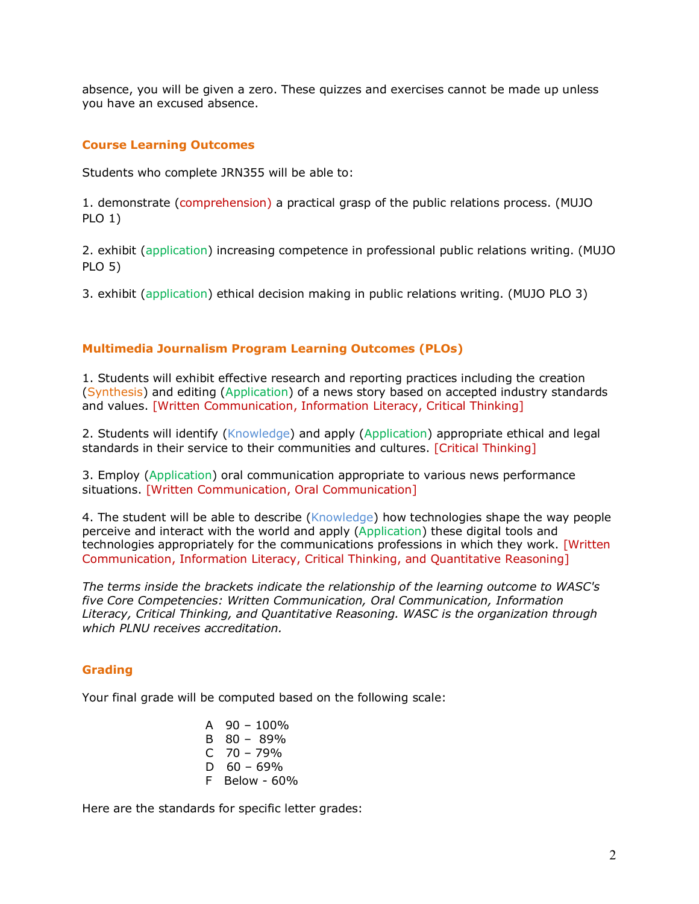absence, you will be given a zero. These quizzes and exercises cannot be made up unless you have an excused absence.

## Course Learning Outcomes

Students who complete JRN355 will be able to:

1. demonstrate (comprehension) a practical grasp of the public relations process. (MUJO PLO 1)

2. exhibit (application) increasing competence in professional public relations writing. (MUJO PLO 5)

3. exhibit (application) ethical decision making in public relations writing. (MUJO PLO 3)

## Multimedia Journalism Program Learning Outcomes (PLOs)

1. Students will exhibit effective research and reporting practices including the creation (Synthesis) and editing (Application) of a news story based on accepted industry standards and values. [Written Communication, Information Literacy, Critical Thinking]

2. Students will identify (Knowledge) and apply (Application) appropriate ethical and legal standards in their service to their communities and cultures. [Critical Thinking]

3. Employ (Application) oral communication appropriate to various news performance situations. [Written Communication, Oral Communication]

4. The student will be able to describe (Knowledge) how technologies shape the way people perceive and interact with the world and apply (Application) these digital tools and technologies appropriately for the communications professions in which they work. [Written Communication, Information Literacy, Critical Thinking, and Quantitative Reasoning]

*The terms inside the brackets indicate the relationship of the learning outcome to WASC's five Core Competencies: Written Communication, Oral Communication, Information Literacy, Critical Thinking, and Quantitative Reasoning. WASC is the organization through which PLNU receives accreditation.*

## Grading

Your final grade will be computed based on the following scale:

A 90 – 100%
B 80 – 89%
C 70 – 79%
D 60 – 69%
F Below - 60%

Here are the standards for specific letter grades: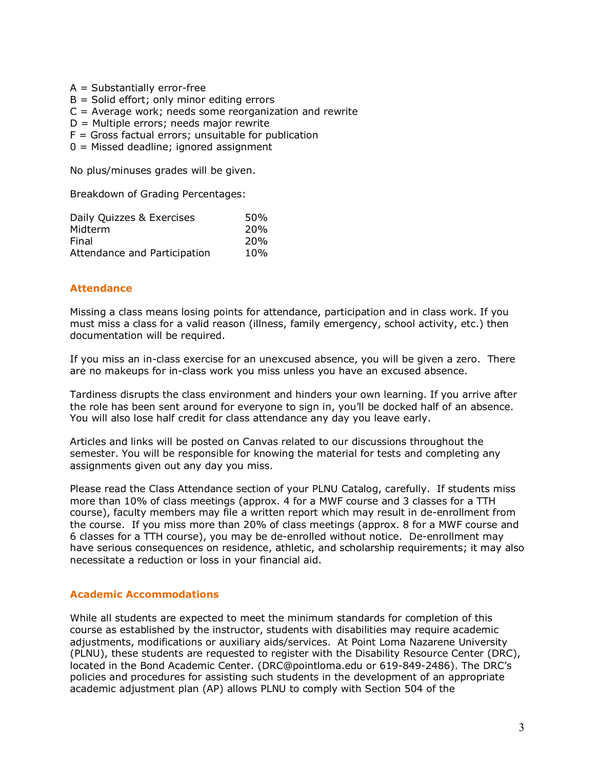A = Substantially error-free
B = Solid effort; only minor editing errors
C = Average work; needs some reorganization and rewrite
D = Multiple errors; needs major rewrite
F = Gross factual errors; unsuitable for publication
0 = Missed deadline; ignored assignment

No plus/minuses grades will be given.

Breakdown of Grading Percentages:

| | |
|---|---|
| Daily Quizzes & Exercises | 50% |
| Midterm | 20% |
| Final | 20% |
| Attendance and Participation | 10% |

## Attendance

Missing a class means losing points for attendance, participation and in class work. If you must miss a class for a valid reason (illness, family emergency, school activity, etc.) then documentation will be required.

If you miss an in-class exercise for an unexcused absence, you will be given a zero. There are no makeups for in-class work you miss unless you have an excused absence.

Tardiness disrupts the class environment and hinders your own learning. If you arrive after the role has been sent around for everyone to sign in, you'll be docked half of an absence. You will also lose half credit for class attendance any day you leave early.

Articles and links will be posted on Canvas related to our discussions throughout the semester. You will be responsible for knowing the material for tests and completing any assignments given out any day you miss.

Please read the Class Attendance section of your PLNU Catalog, carefully. If students miss more than 10% of class meetings (approx. 4 for a MWF course and 3 classes for a TTH course), faculty members may file a written report which may result in de-enrollment from the course. If you miss more than 20% of class meetings (approx. 8 for a MWF course and 6 classes for a TTH course), you may be de-enrolled without notice. De-enrollment may have serious consequences on residence, athletic, and scholarship requirements; it may also necessitate a reduction or loss in your financial aid.

## Academic Accommodations

While all students are expected to meet the minimum standards for completion of this course as established by the instructor, students with disabilities may require academic adjustments, modifications or auxiliary aids/services. At Point Loma Nazarene University (PLNU), these students are requested to register with the Disability Resource Center (DRC), located in the Bond Academic Center. (DRC@pointloma.edu or 619-849-2486). The DRC's policies and procedures for assisting such students in the development of an appropriate academic adjustment plan (AP) allows PLNU to comply with Section 504 of the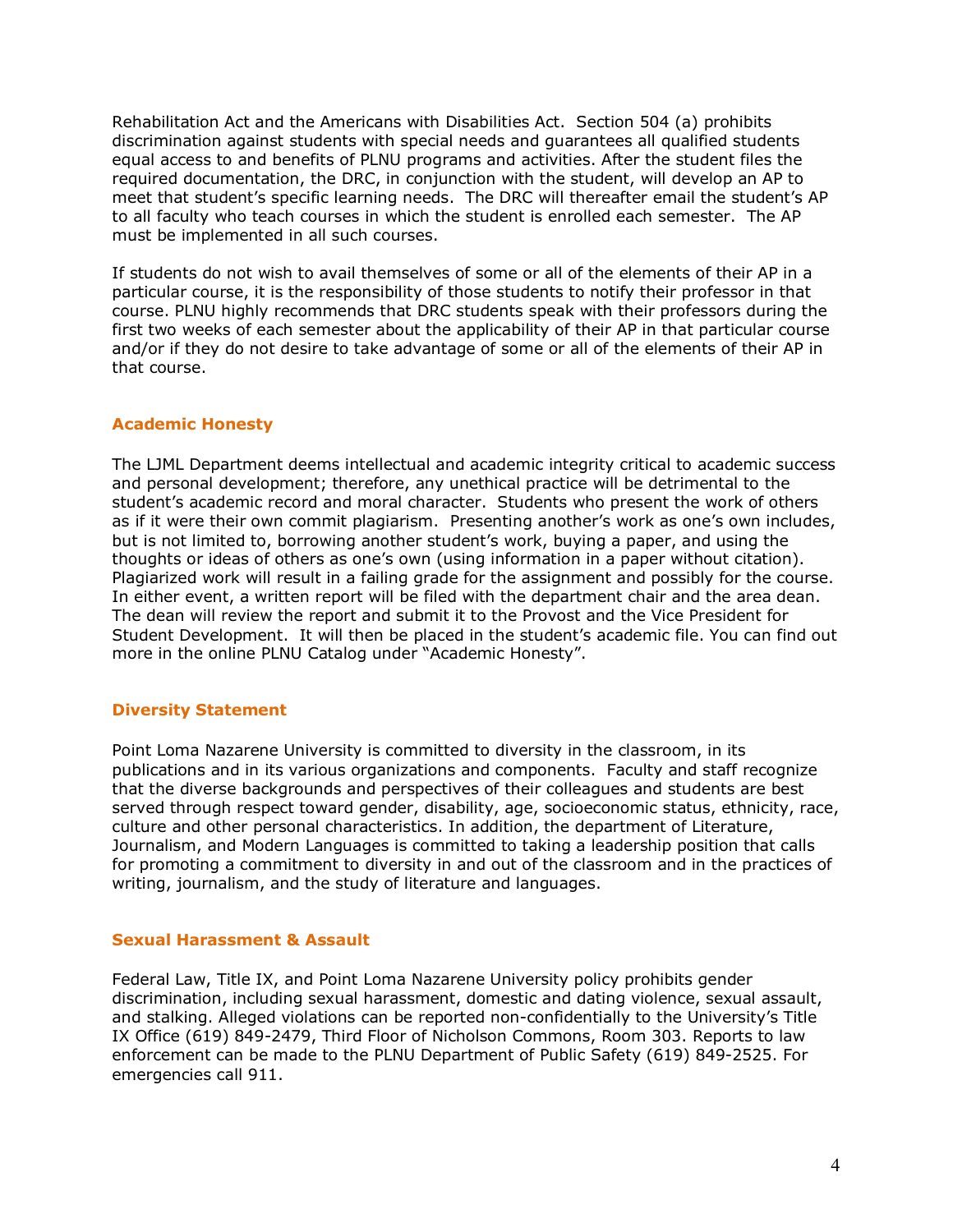Rehabilitation Act and the Americans with Disabilities Act. Section 504 (a) prohibits discrimination against students with special needs and guarantees all qualified students equal access to and benefits of PLNU programs and activities. After the student files the required documentation, the DRC, in conjunction with the student, will develop an AP to meet that student's specific learning needs. The DRC will thereafter email the student's AP to all faculty who teach courses in which the student is enrolled each semester. The AP must be implemented in all such courses.

If students do not wish to avail themselves of some or all of the elements of their AP in a particular course, it is the responsibility of those students to notify their professor in that course. PLNU highly recommends that DRC students speak with their professors during the first two weeks of each semester about the applicability of their AP in that particular course and/or if they do not desire to take advantage of some or all of the elements of their AP in that course.

### Academic Honesty

The LJML Department deems intellectual and academic integrity critical to academic success and personal development; therefore, any unethical practice will be detrimental to the student's academic record and moral character. Students who present the work of others as if it were their own commit plagiarism. Presenting another's work as one's own includes, but is not limited to, borrowing another student's work, buying a paper, and using the thoughts or ideas of others as one's own (using information in a paper without citation). Plagiarized work will result in a failing grade for the assignment and possibly for the course. In either event, a written report will be filed with the department chair and the area dean. The dean will review the report and submit it to the Provost and the Vice President for Student Development. It will then be placed in the student's academic file. You can find out more in the online PLNU Catalog under "Academic Honesty".

### Diversity Statement

Point Loma Nazarene University is committed to diversity in the classroom, in its publications and in its various organizations and components. Faculty and staff recognize that the diverse backgrounds and perspectives of their colleagues and students are best served through respect toward gender, disability, age, socioeconomic status, ethnicity, race, culture and other personal characteristics. In addition, the department of Literature, Journalism, and Modern Languages is committed to taking a leadership position that calls for promoting a commitment to diversity in and out of the classroom and in the practices of writing, journalism, and the study of literature and languages.

### Sexual Harassment & Assault

Federal Law, Title IX, and Point Loma Nazarene University policy prohibits gender discrimination, including sexual harassment, domestic and dating violence, sexual assault, and stalking. Alleged violations can be reported non-confidentially to the University's Title IX Office (619) 849-2479, Third Floor of Nicholson Commons, Room 303. Reports to law enforcement can be made to the PLNU Department of Public Safety (619) 849-2525. For emergencies call 911.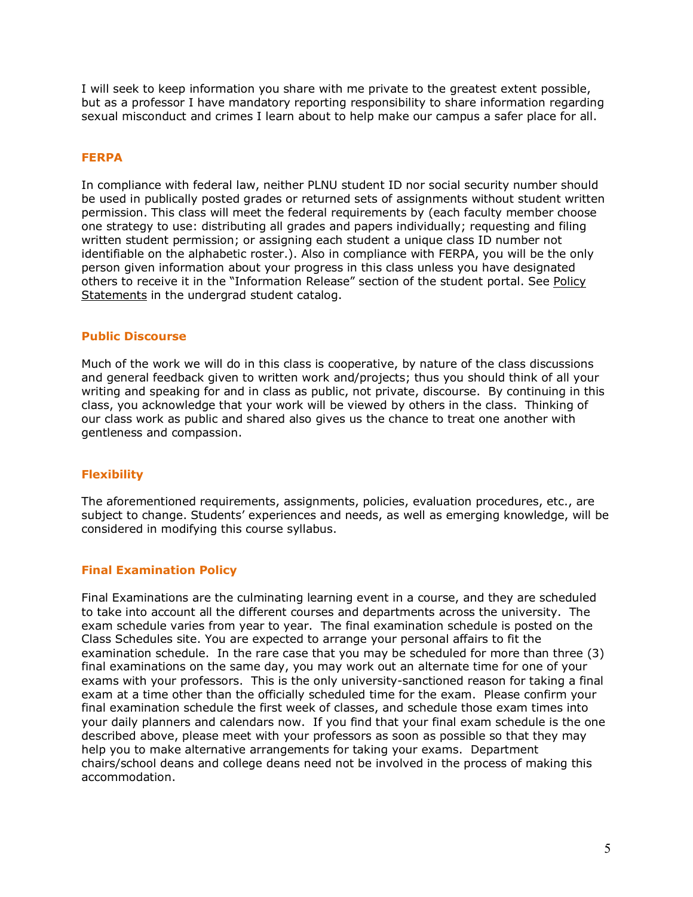I will seek to keep information you share with me private to the greatest extent possible, but as a professor I have mandatory reporting responsibility to share information regarding sexual misconduct and crimes I learn about to help make our campus a safer place for all.

### FERPA

In compliance with federal law, neither PLNU student ID nor social security number should be used in publically posted grades or returned sets of assignments without student written permission. This class will meet the federal requirements by (each faculty member choose one strategy to use: distributing all grades and papers individually; requesting and filing written student permission; or assigning each student a unique class ID number not identifiable on the alphabetic roster.). Also in compliance with FERPA, you will be the only person given information about your progress in this class unless you have designated others to receive it in the "Information Release" section of the student portal. See Policy Statements in the undergrad student catalog.

### Public Discourse

Much of the work we will do in this class is cooperative, by nature of the class discussions and general feedback given to written work and/projects; thus you should think of all your writing and speaking for and in class as public, not private, discourse. By continuing in this class, you acknowledge that your work will be viewed by others in the class. Thinking of our class work as public and shared also gives us the chance to treat one another with gentleness and compassion.

### Flexibility

The aforementioned requirements, assignments, policies, evaluation procedures, etc., are subject to change. Students' experiences and needs, as well as emerging knowledge, will be considered in modifying this course syllabus.

### Final Examination Policy

Final Examinations are the culminating learning event in a course, and they are scheduled to take into account all the different courses and departments across the university. The exam schedule varies from year to year. The final examination schedule is posted on the Class Schedules site. You are expected to arrange your personal affairs to fit the examination schedule. In the rare case that you may be scheduled for more than three (3) final examinations on the same day, you may work out an alternate time for one of your exams with your professors. This is the only university-sanctioned reason for taking a final exam at a time other than the officially scheduled time for the exam. Please confirm your final examination schedule the first week of classes, and schedule those exam times into your daily planners and calendars now. If you find that your final exam schedule is the one described above, please meet with your professors as soon as possible so that they may help you to make alternative arrangements for taking your exams. Department chairs/school deans and college deans need not be involved in the process of making this accommodation.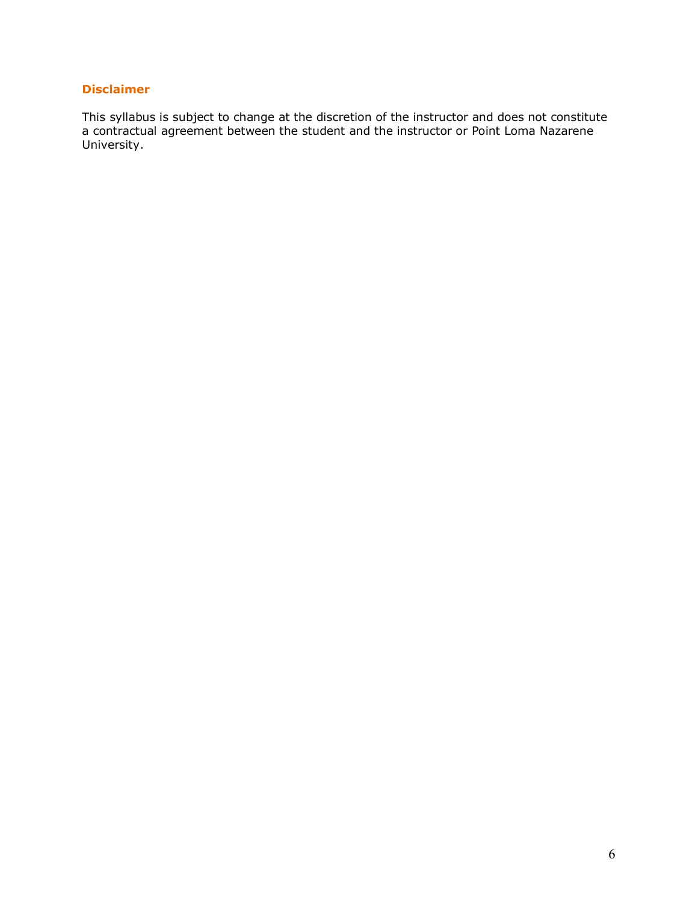### Disclaimer

This syllabus is subject to change at the discretion of the instructor and does not constitute a contractual agreement between the student and the instructor or Point Loma Nazarene University.